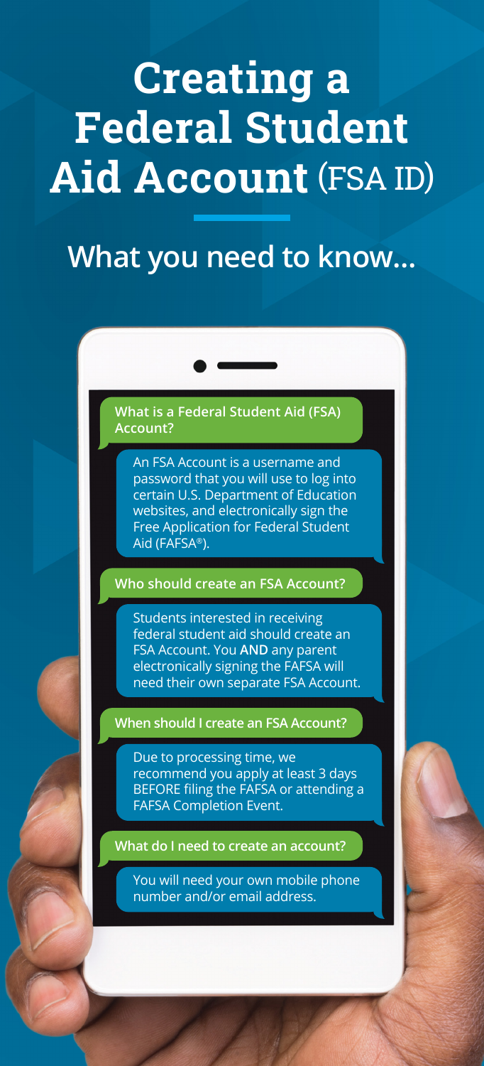# Creating a Federal Student Aid Account (FSA ID)

## What you need to know...

**What is a Federal Student Aid (FSA) Account?**

An FSA Account is a username and password that you will use to log into certain U.S. Department of Education websites, and electronically sign the Free Application for Federal Student Aid (FAFSA®).

**Who should create an FSA Account?**

Students interested in receiving federal student aid should create an FSA Account. You **AND** any parent electronically signing the FAFSA will need their own separate FSA Account.

**When should I create an FSA Account?**

Due to processing time, we recommend you apply at least 3 days BEFORE filing the FAFSA or attending a FAFSA Completion Event.

**What do I need to create an account?**

You will need your own mobile phone number and/or email address.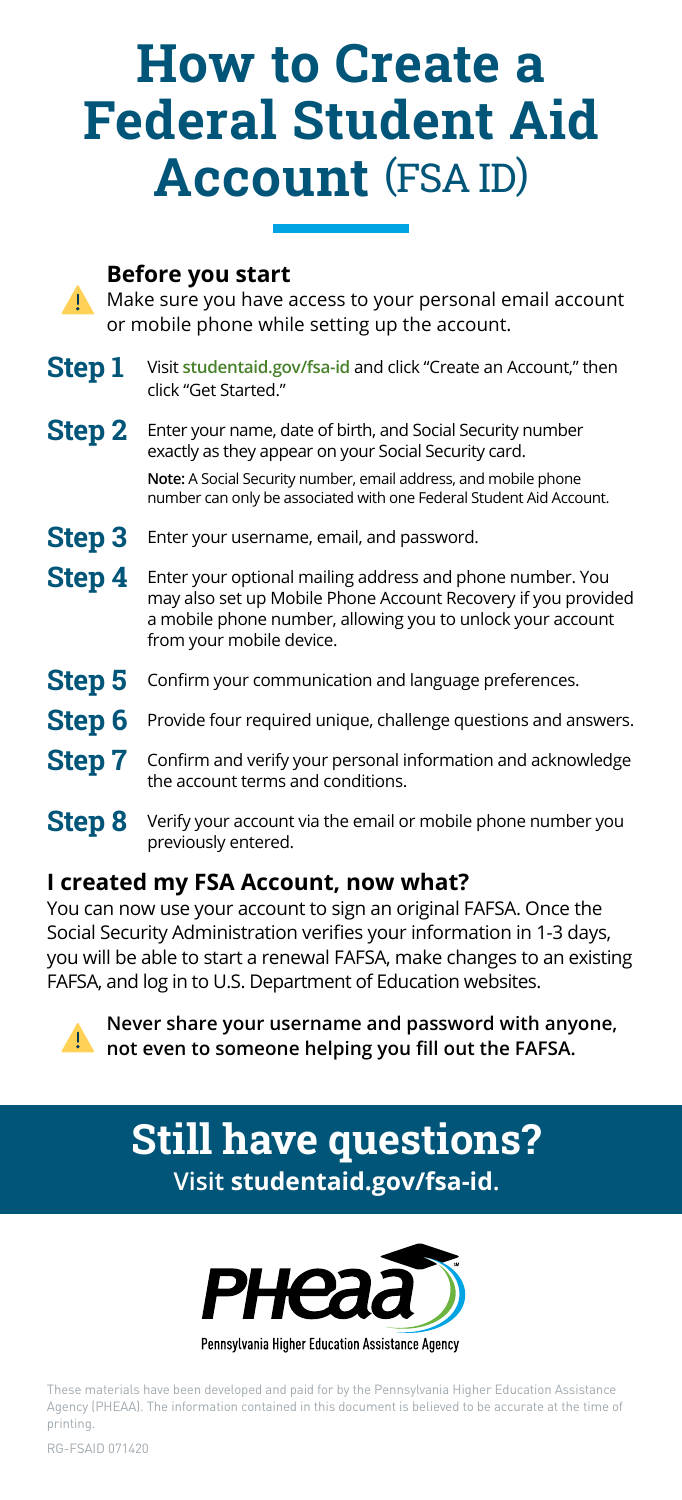# How to Create a Federal Student Aid Account (FSA ID)

**Before you start**

Make sure you have access to your personal email account or mobile phone while setting up the account.

**Step 1** Visit **studentaid.gov/fsa-id** and click "Create an Account," then click "Get Started."

**Step 2** Enter your name, date of birth, and Social Security number exactly as they appear on your Social Security card.

**Note:** A Social Security number, email address, and mobile phone number can only be associated with one Federal Student Aid Account.

**Step 3** Enter your username, email, and password.

**Step 4** Enter your optional mailing address and phone number. You may also set up Mobile Phone Account Recovery if you provided a mobile phone number, allowing you to unlock your account from your mobile device.

**Step 5** Confirm your communication and language preferences.

**Step 6** Provide four required unique, challenge questions and answers.

**Step 7** Confirm and verify your personal information and acknowledge the account terms and conditions.

**Step 8** Verify your account via the email or mobile phone number you previously entered.

### I created my FSA Account, now what?

You can now use your account to sign an original FAFSA. Once the Social Security Administration verifies your information in 1-3 days, you will be able to start a renewal FAFSA, make changes to an existing FAFSA, and log in to U.S. Department of Education websites.

**Never share your username and password with anyone, not even to someone helping you fill out the FAFSA.**

## Still have questions?

Visit **studentaid.gov/fsa-id**.

PHEAA

Pennsylvania Higher Education Assistance Agency

These materials have been developed and paid for by the Pennsylvania Higher Education Assistance Agency (PHEAA). The information contained in this document is believed to be accurate at the time of printing.

RG-FSAID 071420